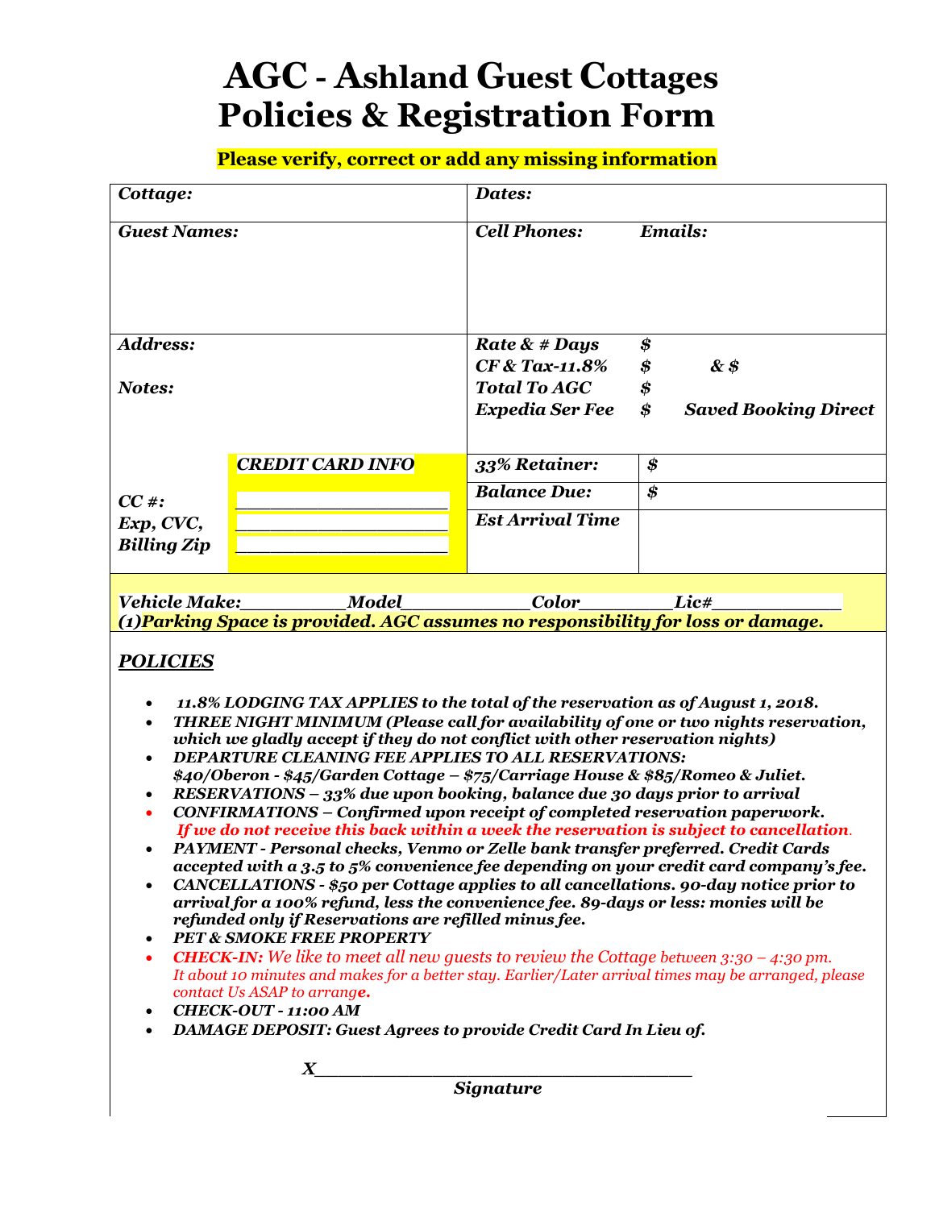# AGC - Ashland Guest Cottages
# Policies & Registration Form

**Please verify, correct or add any missing information**

| ***Cottage:*** | | ***Dates:*** | |
|---|---|---|---|
| ***Guest Names:*** | | ***Cell Phones:*** ***Emails:*** | |
| ***Address:*** <br><br> ***Notes:*** | | ***Rate & # Days*** <br> ***CF & Tax-11.8%*** <br> ***Total To AGC*** <br> ***Expedia Ser Fee*** | ***$*** <br> ***$ & $*** <br> ***$*** <br> ***$ Saved Booking Direct*** |
| | ***CREDIT CARD INFO*** | ***33% Retainer:*** | ***$*** |
| ***CC #:*** | ___________________ | ***Balance Due:*** | ***$*** |
| ***Exp, CVC,*** <br> ***Billing Zip*** | ___________________ <br> ___________________ | ***Est Arrival Time*** | |

***Vehicle Make:__________Model____________Color_________Lic#____________***
***(1)Parking Space is provided. AGC assumes no responsibility for loss or damage.***

## ***POLICIES***

- ***11.8% LODGING TAX APPLIES to the total of the reservation as of August 1, 2018.***
- ***THREE NIGHT MINIMUM (Please call for availability of one or two nights reservation, which we gladly accept if they do not conflict with other reservation nights)***
- ***DEPARTURE CLEANING FEE APPLIES TO ALL RESERVATIONS: $40/Oberon - $45/Garden Cottage – $75/Carriage House & $85/Romeo & Juliet.***
- ***RESERVATIONS – 33% due upon booking, balance due 30 days prior to arrival***
- ***CONFIRMATIONS – Confirmed upon receipt of completed reservation paperwork. If we do not receive this back within a week the reservation is subject to cancellation.***
- ***PAYMENT - Personal checks, Venmo or Zelle bank transfer preferred. Credit Cards accepted with a 3.5 to 5% convenience fee depending on your credit card company's fee.***
- ***CANCELLATIONS - $50 per Cottage applies to all cancellations. 90-day notice prior to arrival for a 100% refund, less the convenience fee. 89-days or less: monies will be refunded only if Reservations are refilled minus fee.***
- ***PET & SMOKE FREE PROPERTY***
- ***CHECK-IN:*** *We like to meet all new guests to review the Cottage between 3:30 – 4:30 pm. It about 10 minutes and makes for a better stay. Earlier/Later arrival times may be arranged, please contact Us ASAP to arrange.*
- ***CHECK-OUT - 11:00 AM***
- ***DAMAGE DEPOSIT: Guest Agrees to provide Credit Card In Lieu of.***

***X____________________________________***
***Signature***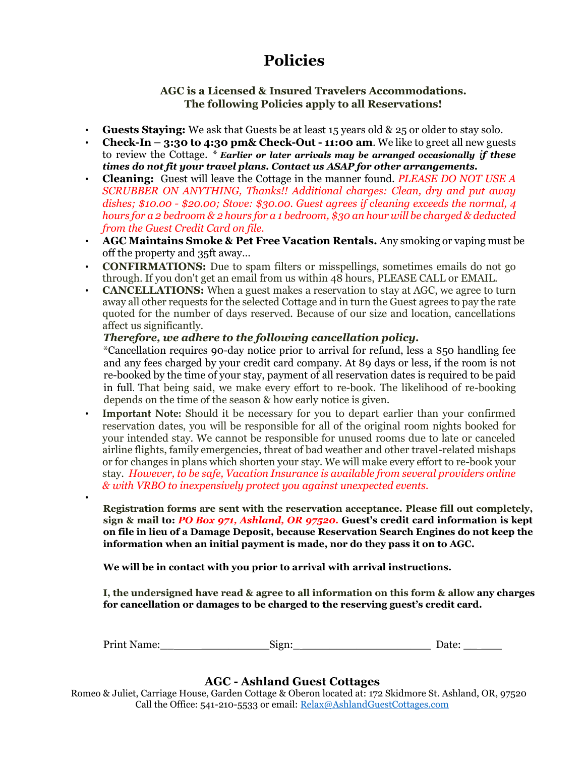# Policies

**AGC is a Licensed & Insured Travelers Accommodations.**
**The following Policies apply to all Reservations!**

- **Guests Staying:** We ask that Guests be at least 15 years old & 25 or older to stay solo.
- **Check-In – 3:30 to 4:30 pm& Check-Out - 11:00 am**. We like to greet all new guests to review the Cottage. * ***Earlier or later arrivals may be arranged occasionally if these times do not fit your travel plans. Contact us ASAP for other arrangements.***
- **Cleaning:** Guest will leave the Cottage in the manner found. *PLEASE DO NOT USE A SCRUBBER ON ANYTHING, Thanks!! Additional charges: Clean, dry and put away dishes; $10.00 - $20.00; Stove: $30.00. Guest agrees if cleaning exceeds the normal, 4 hours for a 2 bedroom & 2 hours for a 1 bedroom, $30 an hour will be charged & deducted from the Guest Credit Card on file.*
- **AGC Maintains Smoke & Pet Free Vacation Rentals.** Any smoking or vaping must be off the property and 35ft away...
- **CONFIRMATIONS:** Due to spam filters or misspellings, sometimes emails do not go through. If you don't get an email from us within 48 hours, PLEASE CALL or EMAIL.
- **CANCELLATIONS:** When a guest makes a reservation to stay at AGC, we agree to turn away all other requests for the selected Cottage and in turn the Guest agrees to pay the rate quoted for the number of days reserved. Because of our size and location, cancellations affect us significantly.

  ***Therefore, we adhere to the following cancellation policy.***

  *Cancellation requires 90-day notice prior to arrival for refund, less a $50 handling fee and any fees charged by your credit card company. At 89 days or less, if the room is not re-booked by the time of your stay, payment of all reservation dates is required to be paid in full. That being said, we make every effort to re-book. The likelihood of re-booking depends on the time of the season & how early notice is given.
- **Important Note:** Should it be necessary for you to depart earlier than your confirmed reservation dates, you will be responsible for all of the original room nights booked for your intended stay. We cannot be responsible for unused rooms due to late or canceled airline flights, family emergencies, threat of bad weather and other travel-related mishaps or for changes in plans which shorten your stay. We will make every effort to re-book your stay. *However, to be safe, Vacation Insurance is available from several providers online & with VRBO to inexpensively protect you against unexpected events.*
-

**Registration forms are sent with the reservation acceptance. Please fill out completely, sign & mail to: *PO Box 971, Ashland, OR 97520.* Guest's credit card information is kept on file in lieu of a Damage Deposit, because Reservation Search Engines do not keep the information when an initial payment is made, nor do they pass it on to AGC.**

**We will be in contact with you prior to arrival with arrival instructions.**

**I, the undersigned have read & agree to all information on this form & allow any charges for cancellation or damages to be charged to the reserving guest's credit card.**

Print Name:________________Sign:_____________________ Date: ______

**AGC - Ashland Guest Cottages**
Romeo & Juliet, Carriage House, Garden Cottage & Oberon located at: 172 Skidmore St. Ashland, OR, 97520
Call the Office: 541-210-5533 or email: Relax@AshlandGuestCottages.com